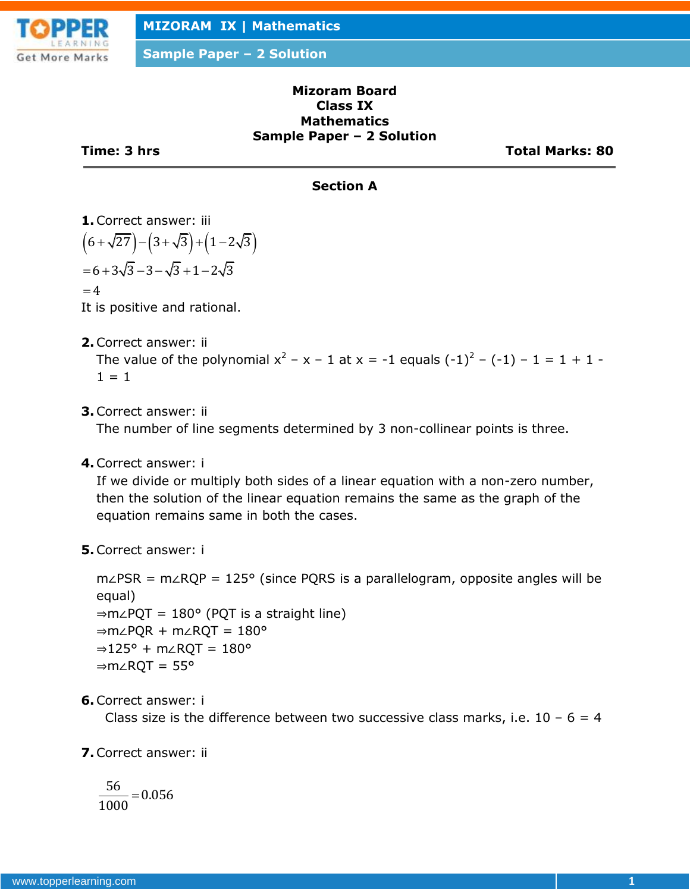# Mizoram Board
## Class IX
## Mathematics
## Sample Paper – 2 Solution

**Time: 3 hrs** **Total Marks: 80**

---

### Section A

**1.** Correct answer: iii

$$\left(6+\sqrt{27}\right)-\left(3+\sqrt{3}\right)+\left(1-2\sqrt{3}\right)$$
$$=6+3\sqrt{3}-3-\sqrt{3}+1-2\sqrt{3}$$
$$=4$$

It is positive and rational.

**2.** Correct answer: ii

The value of the polynomial $x^2 - x - 1$ at $x = -1$ equals $(-1)^2 - (-1) - 1 = 1 + 1 - 1 = 1$

**3.** Correct answer: ii

The number of line segments determined by 3 non-collinear points is three.

**4.** Correct answer: i

If we divide or multiply both sides of a linear equation with a non-zero number, then the solution of the linear equation remains the same as the graph of the equation remains same in both the cases.

**5.** Correct answer: i

m∠PSR = m∠RQP = 125° (since PQRS is a parallelogram, opposite angles will be equal)

⇒m∠PQT = 180° (PQT is a straight line)

⇒m∠PQR + m∠RQT = 180°

⇒125° + m∠RQT = 180°

⇒m∠RQT = 55°

**6.** Correct answer: i

Class size is the difference between two successive class marks, i.e. 10 – 6 = 4

**7.** Correct answer: ii

$$\frac{56}{1000}=0.056$$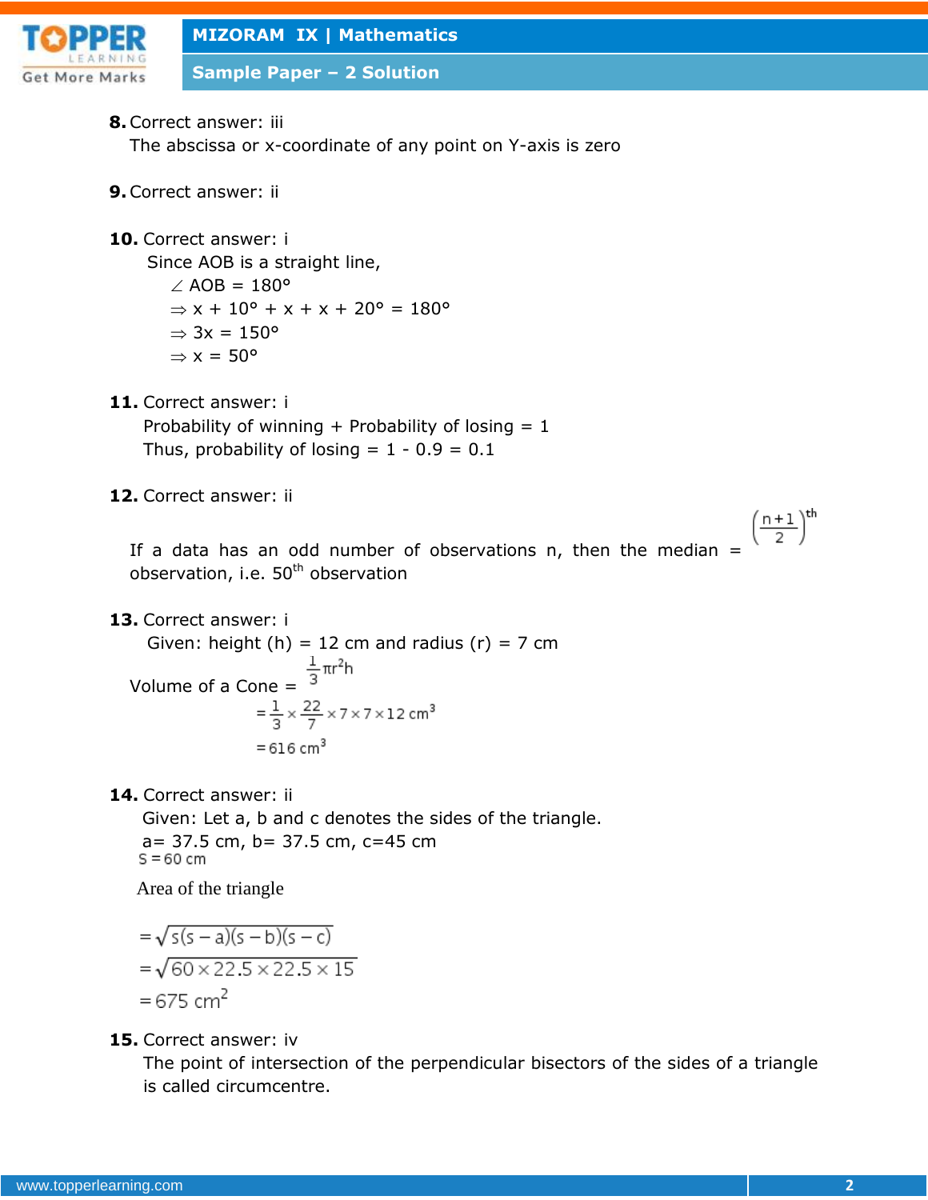**8.** Correct answer: iii

The abscissa or x-coordinate of any point on Y-axis is zero

**9.** Correct answer: ii

**10.** Correct answer: i

Since AOB is a straight line,

$\angle$ AOB = 180°

$\Rightarrow$ x + 10° + x + x + 20° = 180°

$\Rightarrow$ 3x = 150°

$\Rightarrow$ x = 50°

**11.** Correct answer: i

Probability of winning + Probability of losing = 1

Thus, probability of losing = 1 - 0.9 = 0.1

**12.** Correct answer: ii

If a data has an odd number of observations n, then the median = $\left(\frac{n+1}{2}\right)^{th}$ observation, i.e. $50^{th}$ observation

**13.** Correct answer: i

Given: height (h) = 12 cm and radius (r) = 7 cm

Volume of a Cone = $\frac{1}{3}\pi r^2 h$

$$= \frac{1}{3} \times \frac{22}{7} \times 7 \times 7 \times 12 \text{ cm}^3$$

$$= 616 \text{ cm}^3$$

**14.** Correct answer: ii

Given: Let a, b and c denotes the sides of the triangle.

a= 37.5 cm, b= 37.5 cm, c=45 cm

S = 60 cm

Area of the triangle

$$= \sqrt{s(s-a)(s-b)(s-c)}$$

$$= \sqrt{60 \times 22.5 \times 22.5 \times 15}$$

$$= 675 \text{ cm}^2$$

**15.** Correct answer: iv

The point of intersection of the perpendicular bisectors of the sides of a triangle is called circumcentre.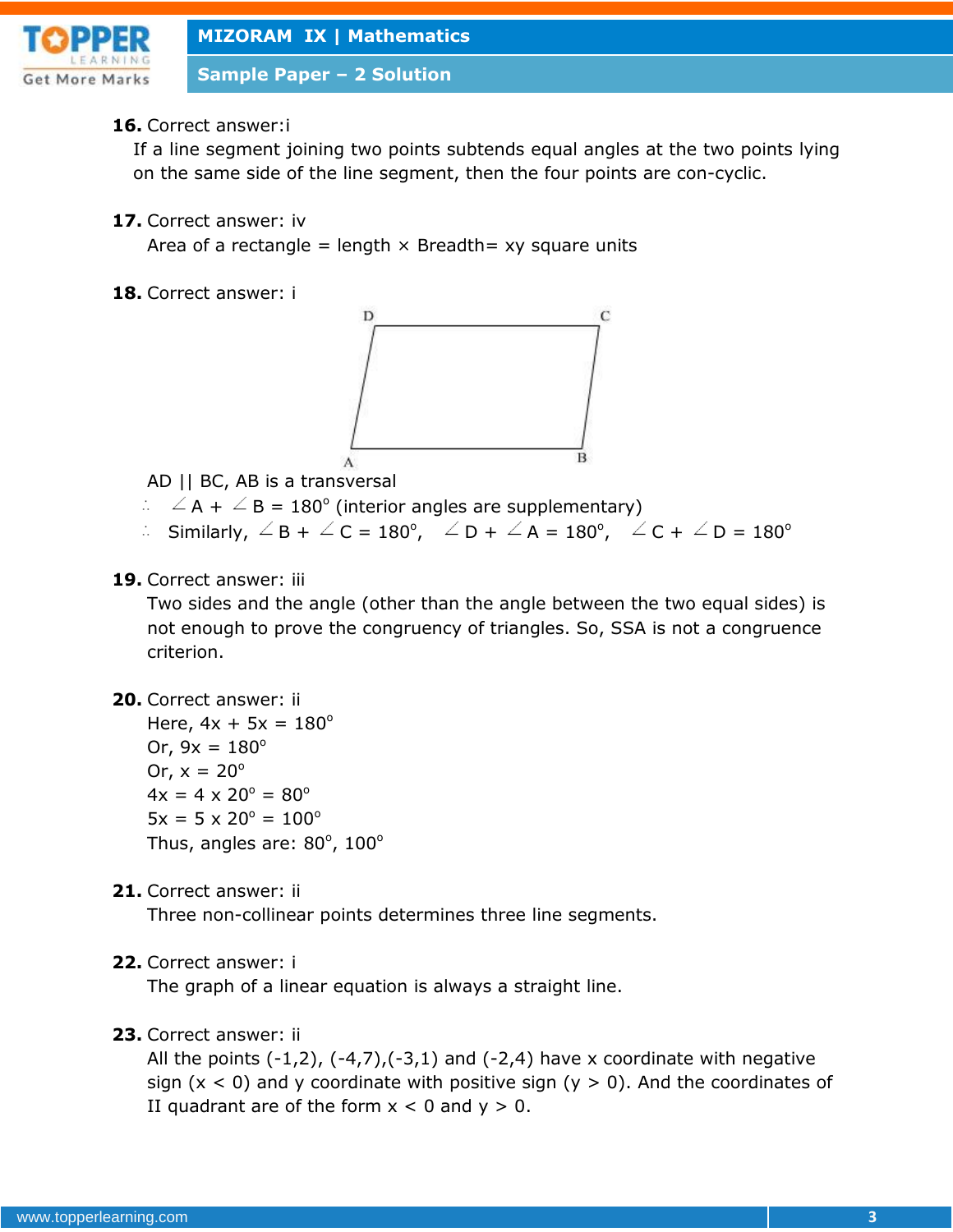**16.** Correct answer:i

If a line segment joining two points subtends equal angles at the two points lying on the same side of the line segment, then the four points are con-cyclic.

**17.** Correct answer: iv

Area of a rectangle = length × Breadth= xy square units

**18.** Correct answer: i

D C

A B

AD || BC, AB is a transversal

$\therefore$ $\angle A + \angle B = 180^\circ$ (interior angles are supplementary)

$\therefore$ Similarly, $\angle B + \angle C = 180^\circ$, $\angle D + \angle A = 180^\circ$, $\angle C + \angle D = 180^\circ$

**19.** Correct answer: iii

Two sides and the angle (other than the angle between the two equal sides) is not enough to prove the congruency of triangles. So, SSA is not a congruence criterion.

**20.** Correct answer: ii

Here, $4x + 5x = 180^\circ$

Or, $9x = 180^\circ$

Or, $x = 20^\circ$

$4x = 4 \times 20^\circ = 80^\circ$

$5x = 5 \times 20^\circ = 100^\circ$

Thus, angles are: $80^\circ$, $100^\circ$

**21.** Correct answer: ii

Three non-collinear points determines three line segments.

**22.** Correct answer: i

The graph of a linear equation is always a straight line.

**23.** Correct answer: ii

All the points (-1,2), (-4,7),(-3,1) and (-2,4) have x coordinate with negative sign ($x < 0$) and y coordinate with positive sign ($y > 0$). And the coordinates of II quadrant are of the form $x < 0$ and $y > 0$.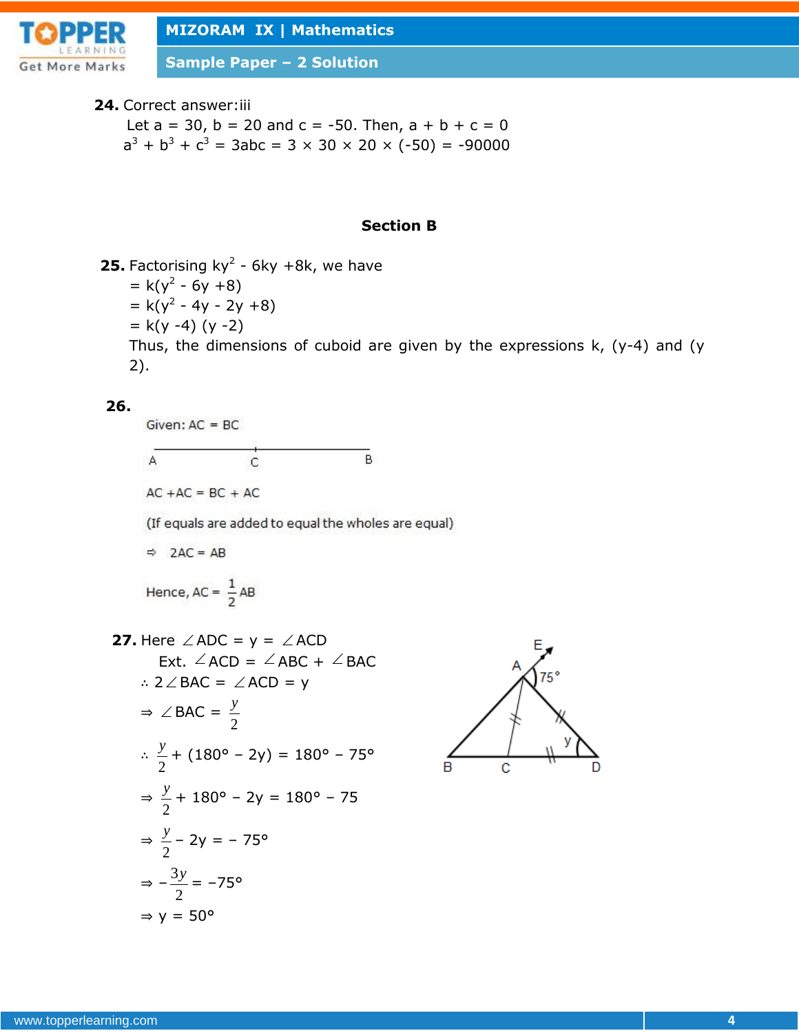**24.** Correct answer:iii

Let a = 30, b = 20 and c = -50. Then, a + b + c = 0

$a^3 + b^3 + c^3 = 3abc = 3 \times 30 \times 20 \times (-50) = -90000$

## Section B

**25.** Factorising $ky^2 - 6ky + 8k$, we have

$= k(y^2 - 6y + 8)$

$= k(y^2 - 4y - 2y + 8)$

$= k(y - 4)(y - 2)$

Thus, the dimensions of cuboid are given by the expressions k, (y-4) and (y 2).

**26.**

Given: AC = BC

A C B

AC + AC = BC + AC

(If equals are added to equal the wholes are equal)

⇒ 2AC = AB

Hence, $AC = \frac{1}{2}AB$

**27.** Here $\angle ADC = y = \angle ACD$

Ext. $\angle ACD = \angle ABC + \angle BAC$

$\therefore 2\angle BAC = \angle ACD = y$

$\Rightarrow \angle BAC = \frac{y}{2}$

$\therefore \frac{y}{2} + (180° - 2y) = 180° - 75°$

$\Rightarrow \frac{y}{2} + 180° - 2y = 180° - 75$

$\Rightarrow \frac{y}{2} - 2y = -75°$

$\Rightarrow -\frac{3y}{2} = -75°$

$\Rightarrow y = 50°$

E
A
75°
y
B C D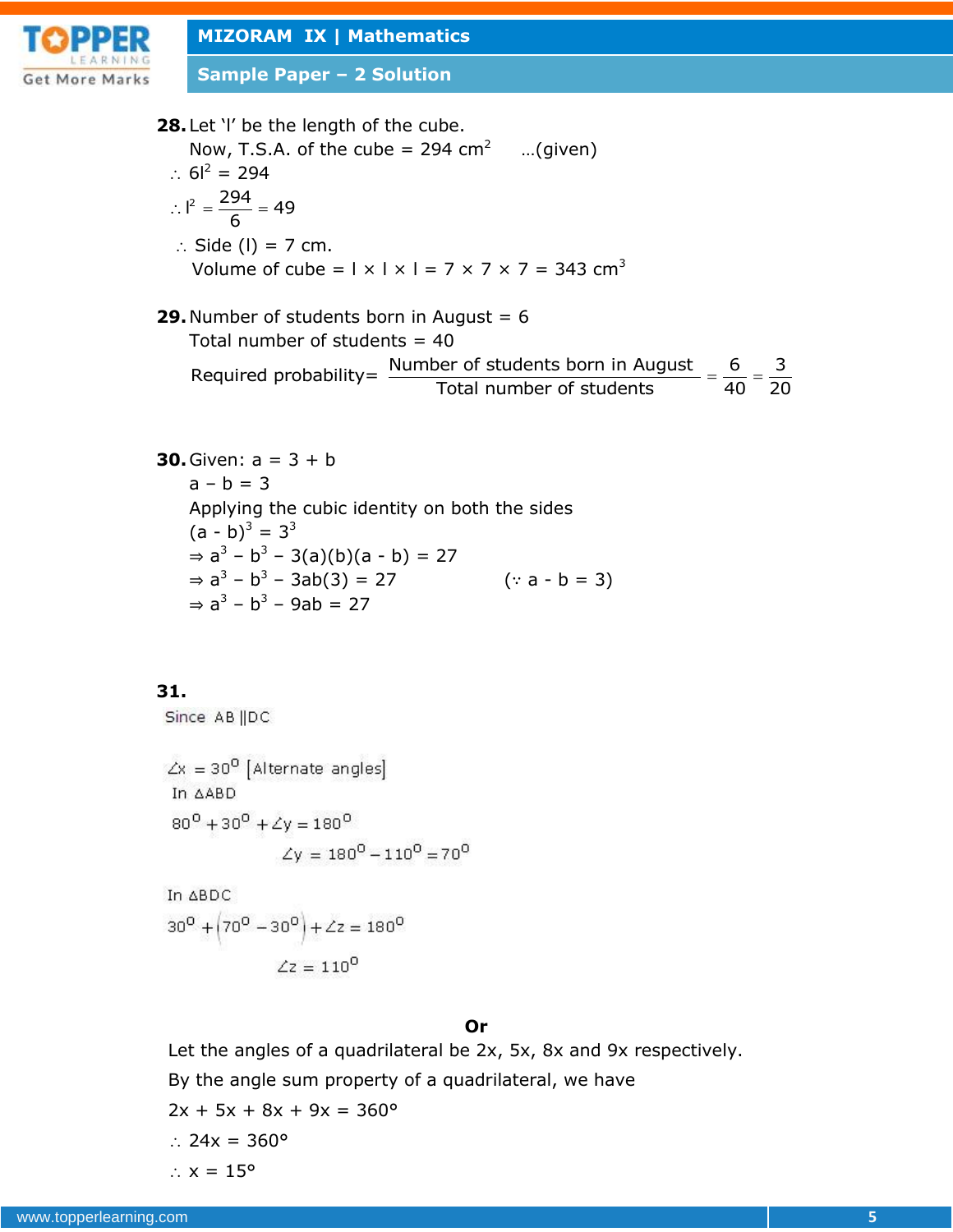**28.** Let 'l' be the length of the cube.

Now, T.S.A. of the cube = 294 $cm^2$ ...(given)

$\therefore 6l^2 = 294$

$\therefore l^2 = \frac{294}{6} = 49$

$\therefore$ Side (l) = 7 cm.

Volume of cube = $l \times l \times l = 7 \times 7 \times 7 = 343 \text{ cm}^3$

**29.** Number of students born in August = 6

Total number of students = 40

$$\text{Required probability} = \frac{\text{Number of students born in August}}{\text{Total number of students}} = \frac{6}{40} = \frac{3}{20}$$

**30.** Given: a = 3 + b

a – b = 3

Applying the cubic identity on both the sides

$(a - b)^3 = 3^3$

$\Rightarrow a^3 - b^3 - 3(a)(b)(a - b) = 27$

$\Rightarrow a^3 - b^3 - 3ab(3) = 27$ $\quad (\because a - b = 3)$

$\Rightarrow a^3 - b^3 - 9ab = 27$

**31.**

Since AB || DC

$\angle x = 30^0$ [Alternate angles]

In $\Delta ABD$

$80^0 + 30^0 + \angle y = 180^0$

$\angle y = 180^0 - 110^0 = 70^0$

In $\Delta BDC$

$30^0 + (70^0 - 30^0) + \angle z = 180^0$

$\angle z = 110^0$

**Or**

Let the angles of a quadrilateral be 2x, 5x, 8x and 9x respectively.

By the angle sum property of a quadrilateral, we have

$2x + 5x + 8x + 9x = 360°$

$\therefore 24x = 360°$

$\therefore x = 15°$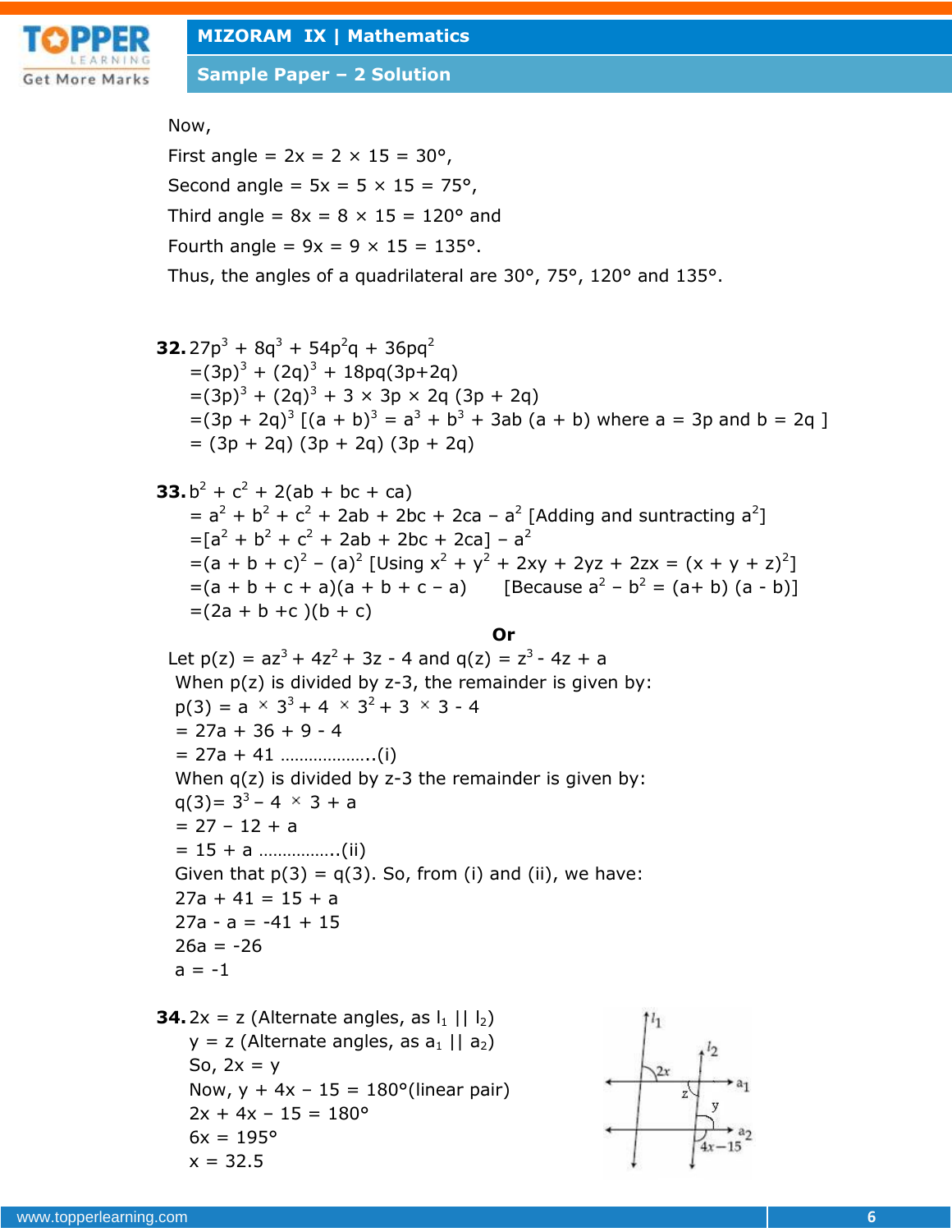Now,

First angle = $2x = 2 \times 15 = 30°$,

Second angle = $5x = 5 \times 15 = 75°$,

Third angle = $8x = 8 \times 15 = 120°$ and

Fourth angle = $9x = 9 \times 15 = 135°$.

Thus, the angles of a quadrilateral are 30°, 75°, 120° and 135°.

**32.** $27p^3 + 8q^3 + 54p^2q + 36pq^2$

$=(3p)^3 + (2q)^3 + 18pq(3p+2q)$

$=(3p)^3 + (2q)^3 + 3 \times 3p \times 2q\ (3p + 2q)$

$=(3p + 2q)^3$ [$(a + b)^3 = a^3 + b^3 + 3ab\ (a + b)$ where $a = 3p$ and $b = 2q$ ]

$= (3p + 2q)\ (3p + 2q)\ (3p + 2q)$

**33.** $b^2 + c^2 + 2(ab + bc + ca)$

$= a^2 + b^2 + c^2 + 2ab + 2bc + 2ca - a^2$ [Adding and suntracting $a^2$]

$=[a^2 + b^2 + c^2 + 2ab + 2bc + 2ca] - a^2$

$=(a + b + c)^2 - (a)^2$ [Using $x^2 + y^2 + 2xy + 2yz + 2zx = (x + y + z)^2$]

$=(a + b + c + a)(a + b + c - a)$  [Because $a^2 - b^2 = (a+ b)\ (a - b)$]

$=(2a + b +c )(b + c)$

**Or**

Let $p(z) = az^3 + 4z^2 + 3z - 4$ and $q(z) = z^3 - 4z + a$

When p(z) is divided by z-3, the remainder is given by:

$p(3) = a \times 3^3 + 4 \times 3^2 + 3 \times 3 - 4$

$= 27a + 36 + 9 - 4$

$= 27a + 41$ ……………….(i)

When q(z) is divided by z-3 the remainder is given by:

$q(3)= 3^3 - 4 \times 3 + a$

$= 27 - 12 + a$

$= 15 + a$ ……………..(ii)

Given that p(3) = q(3). So, from (i) and (ii), we have:

$27a + 41 = 15 + a$

$27a - a = -41 + 15$

$26a = -26$

$a = -1$

**34.** $2x = z$ (Alternate angles, as $l_1 \parallel l_2$)

$y = z$ (Alternate angles, as $a_1 \parallel a_2$)

So, $2x = y$

Now, $y + 4x - 15 = 180°$(linear pair)

$2x + 4x - 15 = 180°$

$6x = 195°$

$x = 32.5$

$l_1$ $l_2$ $2x$ $a_1$ $z$ $y$ $a_2$ $4x-15$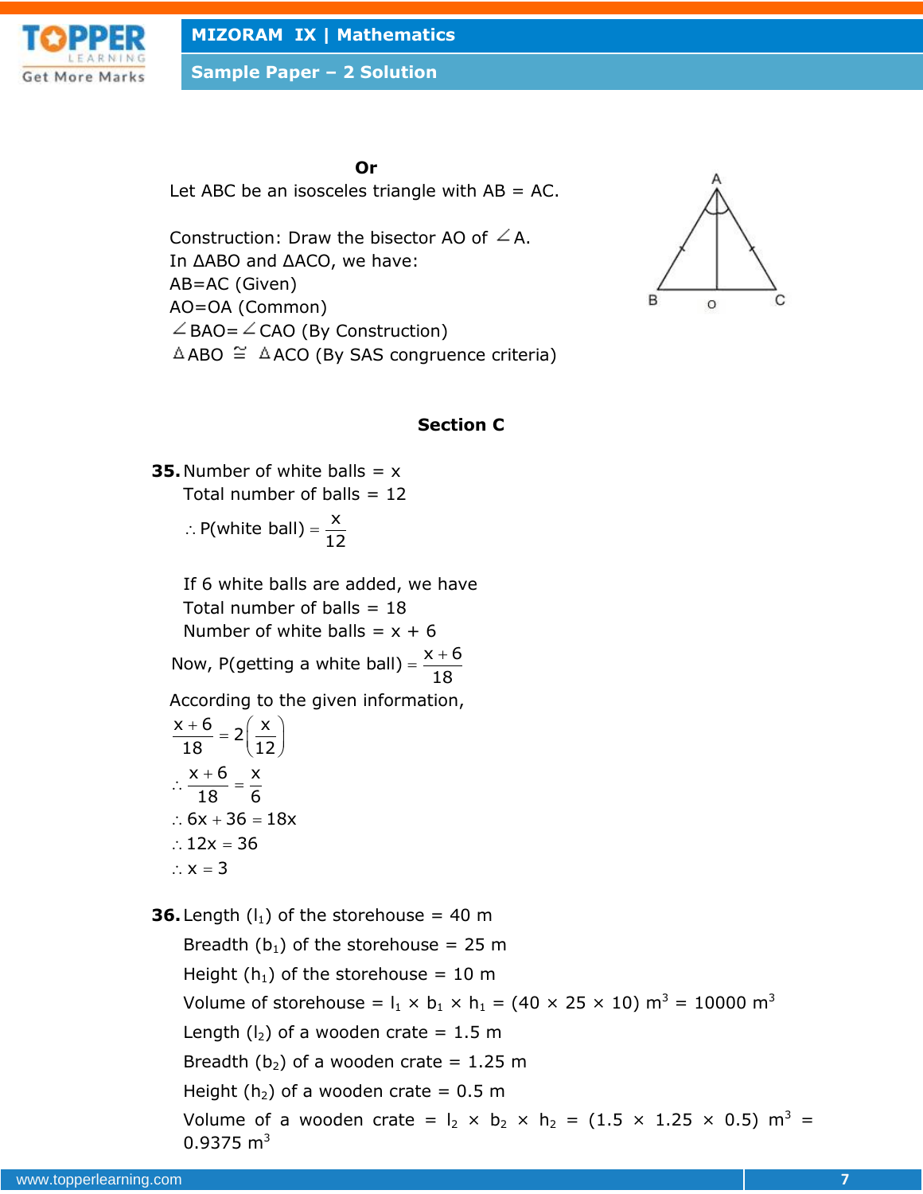**Or**

Let ABC be an isosceles triangle with AB = AC.

Construction: Draw the bisector AO of $\angle$A.

In ΔABO and ΔACO, we have:

AB=AC (Given)

AO=OA (Common)

$\angle$BAO=$\angle$CAO (By Construction)

$\Delta$ABO $\cong$ $\Delta$ACO (By SAS congruence criteria)

A

B O C

## Section C

**35.** Number of white balls = x

Total number of balls = 12

$\therefore$ P(white ball) $= \dfrac{x}{12}$

If 6 white balls are added, we have

Total number of balls = 18

Number of white balls = x + 6

Now, P(getting a white ball) $= \dfrac{x+6}{18}$

According to the given information,

$$\frac{x+6}{18} = 2\left(\frac{x}{12}\right)$$

$$\therefore \frac{x+6}{18} = \frac{x}{6}$$

$$\therefore 6x + 36 = 18x$$

$$\therefore 12x = 36$$

$$\therefore x = 3$$

**36.** Length ($l_1$) of the storehouse = 40 m

Breadth ($b_1$) of the storehouse = 25 m

Height ($h_1$) of the storehouse = 10 m

Volume of storehouse = $l_1 \times b_1 \times h_1$ = (40 × 25 × 10) $m^3$ = 10000 $m^3$

Length ($l_2$) of a wooden crate = 1.5 m

Breadth ($b_2$) of a wooden crate = 1.25 m

Height ($h_2$) of a wooden crate = 0.5 m

Volume of a wooden crate = $l_2 \times b_2 \times h_2$ = (1.5 × 1.25 × 0.5) $m^3$ = 0.9375 $m^3$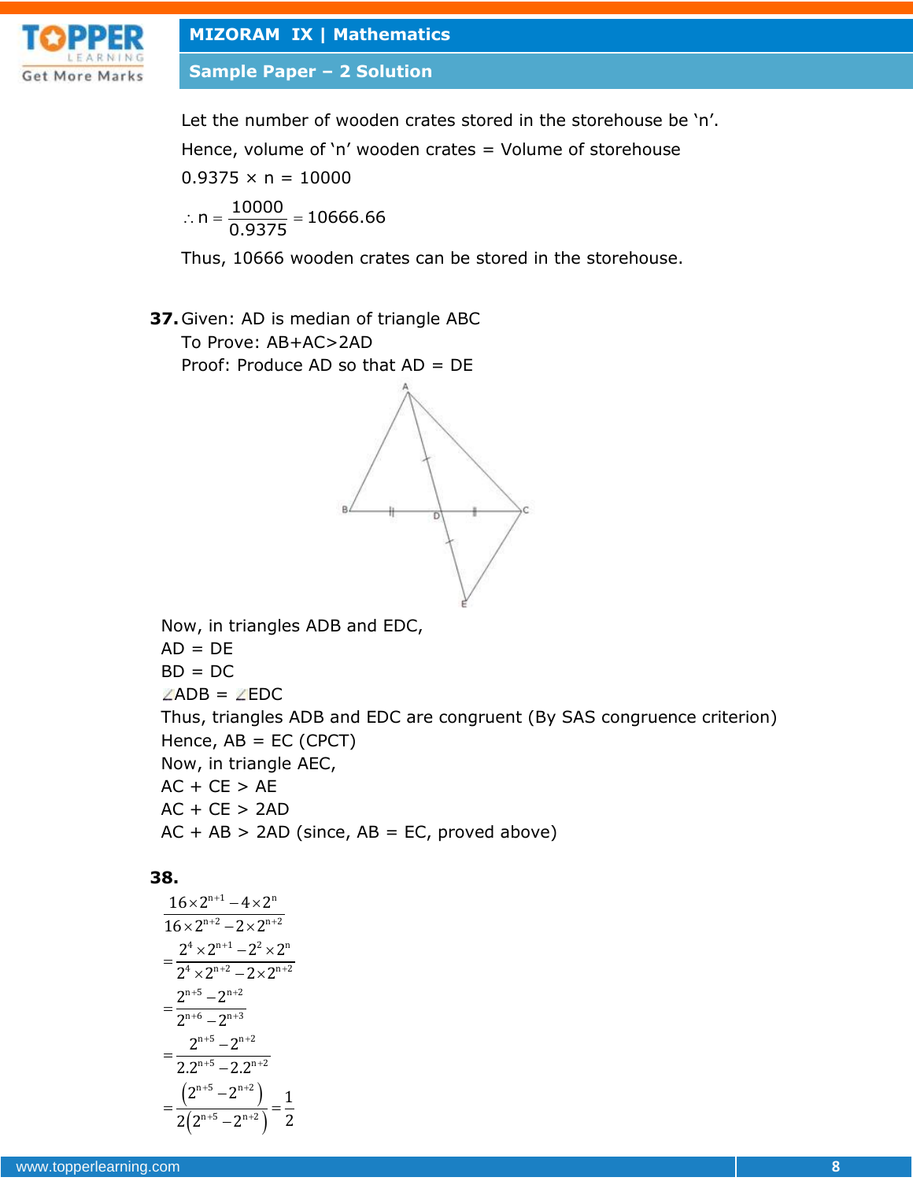Let the number of wooden crates stored in the storehouse be 'n'.

Hence, volume of 'n' wooden crates = Volume of storehouse

$0.9375 \times n = 10000$

$$\therefore n = \frac{10000}{0.9375} = 10666.66$$

Thus, 10666 wooden crates can be stored in the storehouse.

**37.** Given: AD is median of triangle ABC

To Prove: AB+AC>2AD

Proof: Produce AD so that AD = DE

A

B D C

E

Now, in triangles ADB and EDC,

AD = DE

BD = DC

$\angle$ADB = $\angle$EDC

Thus, triangles ADB and EDC are congruent (By SAS congruence criterion)

Hence, AB = EC (CPCT)

Now, in triangle AEC,

AC + CE > AE

AC + CE > 2AD

AC + AB > 2AD (since, AB = EC, proved above)

**38.**

$$\frac{16 \times 2^{n+1} - 4 \times 2^{n}}{16 \times 2^{n+2} - 2 \times 2^{n+2}}$$

$$= \frac{2^4 \times 2^{n+1} - 2^2 \times 2^{n}}{2^4 \times 2^{n+2} - 2 \times 2^{n+2}}$$

$$= \frac{2^{n+5} - 2^{n+2}}{2^{n+6} - 2^{n+3}}$$

$$= \frac{2^{n+5} - 2^{n+2}}{2.2^{n+5} - 2.2^{n+2}}$$

$$= \frac{\left(2^{n+5} - 2^{n+2}\right)}{2\left(2^{n+5} - 2^{n+2}\right)} = \frac{1}{2}$$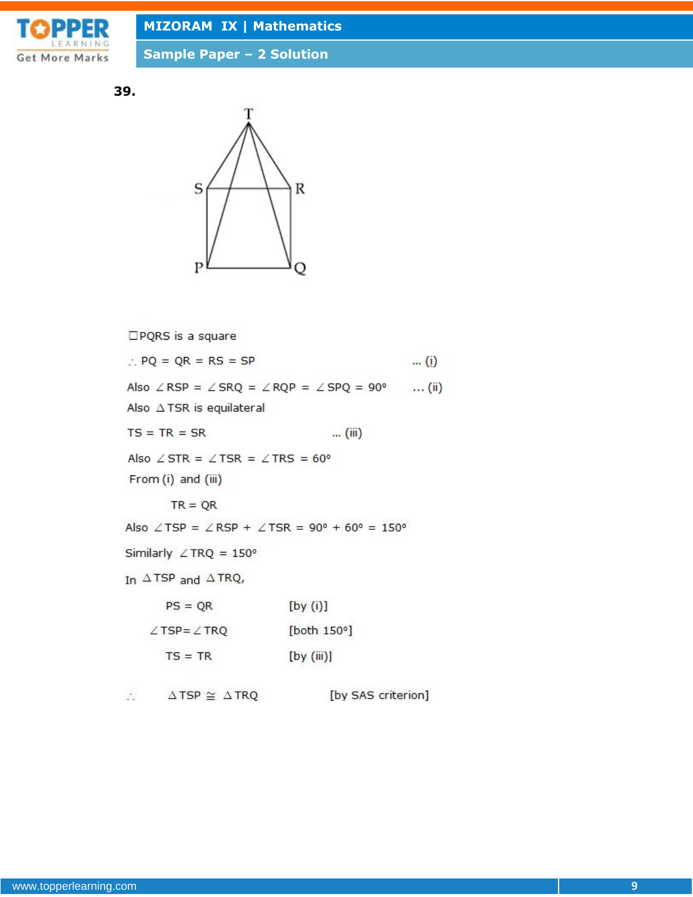**39.**

□PQRS is a square

$\therefore$ PQ = QR = RS = SP ... (i)

Also $\angle$RSP = $\angle$SRQ = $\angle$RQP = $\angle$SPQ = 90° ... (ii)

Also $\Delta$TSR is equilateral

TS = TR = SR ... (iii)

Also $\angle$STR = $\angle$TSR = $\angle$TRS = 60°

From (i) and (iii)

TR = QR

Also $\angle$TSP = $\angle$RSP + $\angle$TSR = 90° + 60° = 150°

Similarly $\angle$TRQ = 150°

In $\Delta$TSP and $\Delta$TRQ,

PS = QR [by (i)]

$\angle$TSP = $\angle$TRQ [both 150°]

TS = TR [by (iii)]

$\therefore$ $\Delta$TSP $\cong$ $\Delta$TRQ [by SAS criterion]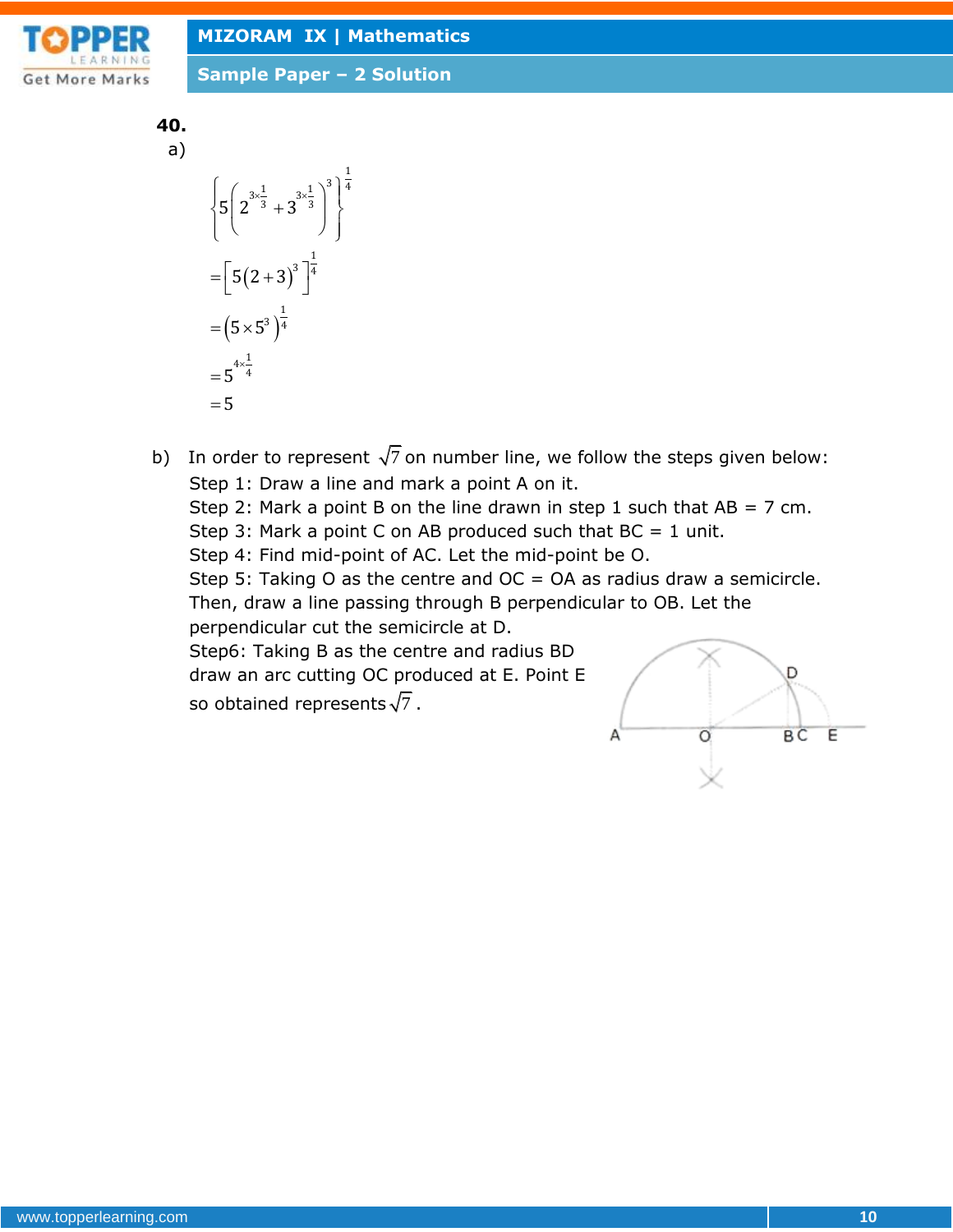**40.**

a)

$$\left\{5\left(2^{3\times\frac{1}{3}}+3^{3\times\frac{1}{3}}\right)^{3}\right\}^{\frac{1}{4}}$$

$$=\left[5\left(2+3\right)^{3}\right]^{\frac{1}{4}}$$

$$=\left(5\times 5^{3}\right)^{\frac{1}{4}}$$

$$=5^{4\times\frac{1}{4}}$$

$$=5$$

b) In order to represent $\sqrt{7}$ on number line, we follow the steps given below:

Step 1: Draw a line and mark a point A on it.

Step 2: Mark a point B on the line drawn in step 1 such that AB = 7 cm.

Step 3: Mark a point C on AB produced such that BC = 1 unit.

Step 4: Find mid-point of AC. Let the mid-point be O.

Step 5: Taking O as the centre and OC = OA as radius draw a semicircle. Then, draw a line passing through B perpendicular to OB. Let the perpendicular cut the semicircle at D.

Step6: Taking B as the centre and radius BD draw an arc cutting OC produced at E. Point E so obtained represents $\sqrt{7}$.

A O B C E D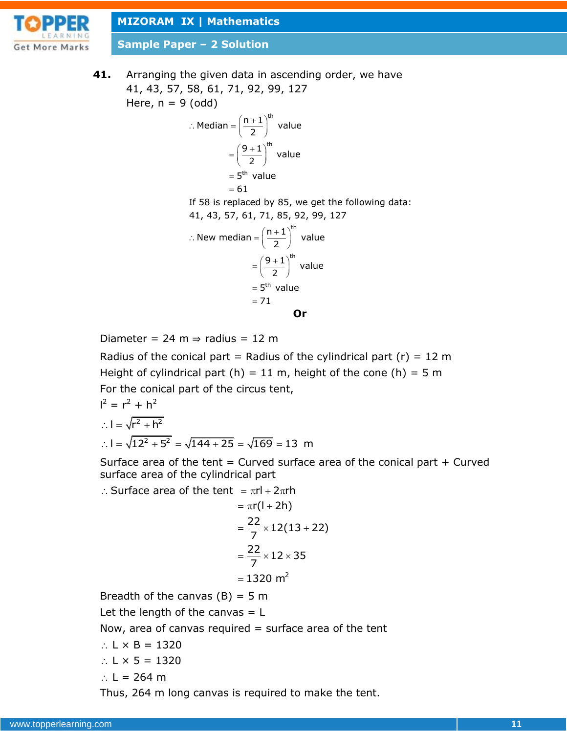**41.** Arranging the given data in ascending order, we have

41, 43, 57, 58, 61, 71, 92, 99, 127

Here, n = 9 (odd)

$$\therefore \text{Median} = \left(\frac{n+1}{2}\right)^{th} \text{ value}$$

$$= \left(\frac{9+1}{2}\right)^{th} \text{ value}$$

$$= 5^{th} \text{ value}$$

$$= 61$$

If 58 is replaced by 85, we get the following data:

41, 43, 57, 61, 71, 85, 92, 99, 127

$$\therefore \text{New median} = \left(\frac{n+1}{2}\right)^{th} \text{ value}$$

$$= \left(\frac{9+1}{2}\right)^{th} \text{ value}$$

$$= 5^{th} \text{ value}$$

$$= 71$$

**Or**

Diameter = 24 m ⇒ radius = 12 m

Radius of the conical part = Radius of the cylindrical part (r) = 12 m

Height of cylindrical part (h) = 11 m, height of the cone (h) = 5 m

For the conical part of the circus tent,

$l^2 = r^2 + h^2$

$\therefore l = \sqrt{r^2 + h^2}$

$\therefore l = \sqrt{12^2 + 5^2} = \sqrt{144 + 25} = \sqrt{169} = 13 \text{ m}$

Surface area of the tent = Curved surface area of the conical part + Curved surface area of the cylindrical part

$$\therefore \text{Surface area of the tent} = \pi rl + 2\pi rh$$

$$= \pi r(l + 2h)$$

$$= \frac{22}{7} \times 12(13 + 22)$$

$$= \frac{22}{7} \times 12 \times 35$$

$$= 1320 \text{ m}^2$$

Breadth of the canvas (B) = 5 m

Let the length of the canvas = L

Now, area of canvas required = surface area of the tent

$\therefore$ L × B = 1320

$\therefore$ L × 5 = 1320

$\therefore$ L = 264 m

Thus, 264 m long canvas is required to make the tent.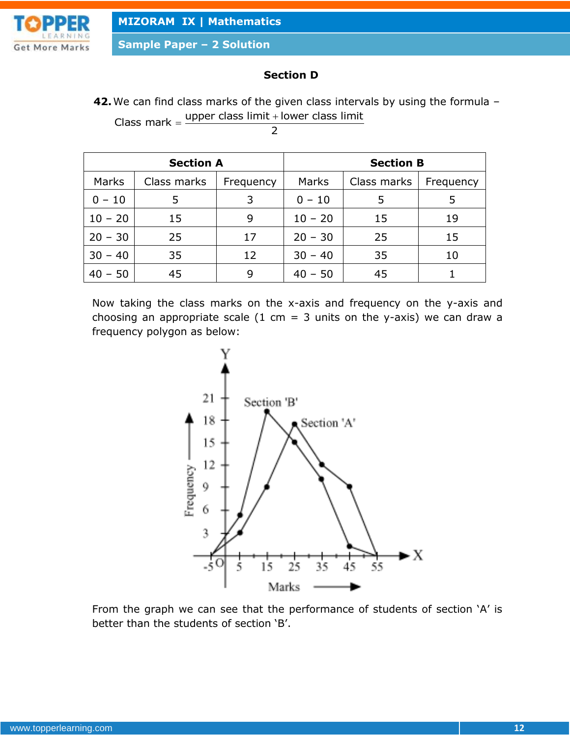## Section D

**42.** We can find class marks of the given class intervals by using the formula –

$$\text{Class mark} = \frac{\text{upper class limit} + \text{lower class limit}}{2}$$

| Section A | | | Section B | | |
|---|---|---|---|---|---|
| Marks | Class marks | Frequency | Marks | Class marks | Frequency |
| 0 – 10 | 5 | 3 | 0 – 10 | 5 | 5 |
| 10 – 20 | 15 | 9 | 10 – 20 | 15 | 19 |
| 20 – 30 | 25 | 17 | 20 – 30 | 25 | 15 |
| 30 – 40 | 35 | 12 | 30 – 40 | 35 | 10 |
| 40 – 50 | 45 | 9 | 40 – 50 | 45 | 1 |

Now taking the class marks on the x-axis and frequency on the y-axis and choosing an appropriate scale (1 cm = 3 units on the y-axis) we can draw a frequency polygon as below:

Y
21
18
15
12
9
6
3
Frequency
Section 'B'
Section 'A'
-5 O 5 15 25 35 45 55
X
Marks

From the graph we can see that the performance of students of section 'A' is better than the students of section 'B'.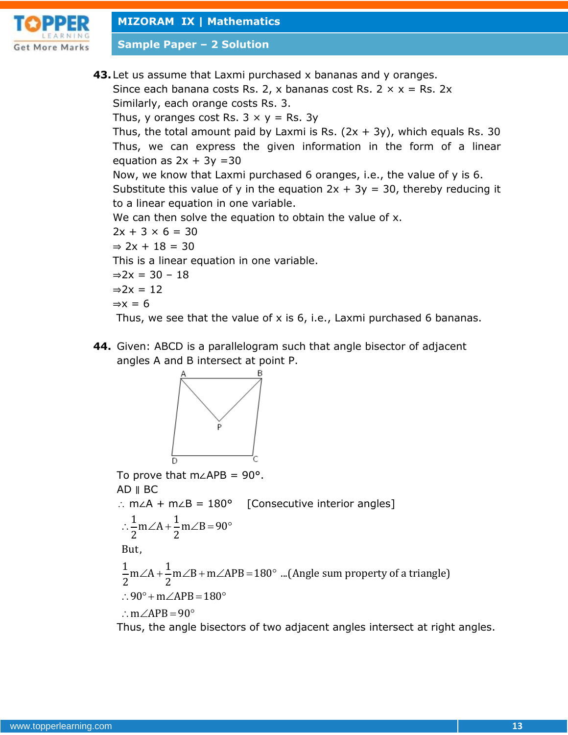**43.** Let us assume that Laxmi purchased x bananas and y oranges.

Since each banana costs Rs. 2, x bananas cost Rs. $2 \times x$ = Rs. 2x

Similarly, each orange costs Rs. 3.

Thus, y oranges cost Rs. $3 \times y$ = Rs. 3y

Thus, the total amount paid by Laxmi is Rs. (2x + 3y), which equals Rs. 30

Thus, we can express the given information in the form of a linear equation as $2x + 3y = 30$

Now, we know that Laxmi purchased 6 oranges, i.e., the value of y is 6.

Substitute this value of y in the equation $2x + 3y = 30$, thereby reducing it to a linear equation in one variable.

We can then solve the equation to obtain the value of x.

$2x + 3 \times 6 = 30$

$\Rightarrow 2x + 18 = 30$

This is a linear equation in one variable.

$\Rightarrow 2x = 30 - 18$

$\Rightarrow 2x = 12$

$\Rightarrow x = 6$

Thus, we see that the value of x is 6, i.e., Laxmi purchased 6 bananas.

**44.** Given: ABCD is a parallelogram such that angle bisector of adjacent angles A and B intersect at point P.

A B P D C

To prove that $m\angle APB = 90°$.

AD ∥ BC

$\therefore m\angle A + m\angle B = 180°$ [Consecutive interior angles]

$$\therefore \frac{1}{2}m\angle A + \frac{1}{2}m\angle B = 90°$$

But,

$$\frac{1}{2}m\angle A + \frac{1}{2}m\angle B + m\angle APB = 180° \quad \text{...(Angle sum property of a triangle)}$$

$$\therefore 90° + m\angle APB = 180°$$

$$\therefore m\angle APB = 90°$$

Thus, the angle bisectors of two adjacent angles intersect at right angles.